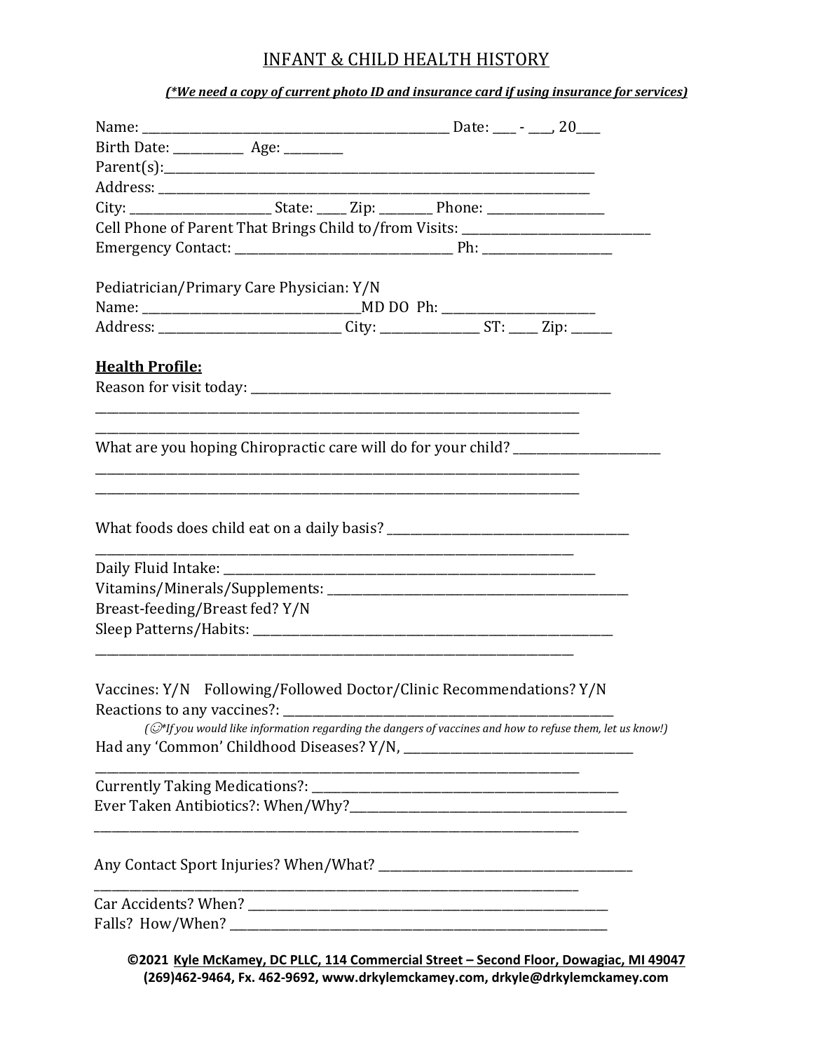# INFANT & CHILD HEALTH HISTORY

***(*We need a copy of current photo ID and insurance card if using insurance for services)***

Name: ____________________________________________ Date: ___ - ___, 20___

Birth Date: __________ Age: ________

Parent(s):_______________________________________________________________

Address: ________________________________________________________________

City: ____________________ State: ____ Zip: _______ Phone: ________________

Cell Phone of Parent That Brings Child to/from Visits: ___________________________

Emergency Contact: ______________________________ Ph: __________________

Pediatrician/Primary Care Physician: Y/N

Name: ______________________________MD DO Ph: ______________________

Address: _________________________ City: ______________ ST: ____ Zip: ______

**Health Profile:**

Reason for visit today: _____________________________________________________

_______________________________________________________________________

_______________________________________________________________________

What are you hoping Chiropractic care will do for your child? ____________________

_______________________________________________________________________

_______________________________________________________________________

What foods does child eat on a daily basis? __________________________________

_______________________________________________________________________

Daily Fluid Intake: ______________________________________________________

Vitamins/Minerals/Supplements: ___________________________________________

Breast-feeding/Breast fed? Y/N

Sleep Patterns/Habits: ____________________________________________________

_______________________________________________________________________

Vaccines: Y/N Following/Followed Doctor/Clinic Recommendations? Y/N

Reactions to any vaccines?: _______________________________________________

*(☺*If you would like information regarding the dangers of vaccines and how to refuse them, let us know!)*

Had any 'Common' Childhood Diseases? Y/N, _________________________________

_______________________________________________________________________

Currently Taking Medications?: ____________________________________________

Ever Taken Antibiotics?: When/Why?_________________________________________

_______________________________________________________________________

Any Contact Sport Injuries? When/What? _____________________________________

_______________________________________________________________________

Car Accidents? When? ____________________________________________________

Falls? How/When? _______________________________________________________

**©2021 Kyle McKamey, DC PLLC, 114 Commercial Street – Second Floor, Dowagiac, MI 49047**
**(269)462-9464, Fx. 462-9692, www.drkylemckamey.com, drkyle@drkylemckamey.com**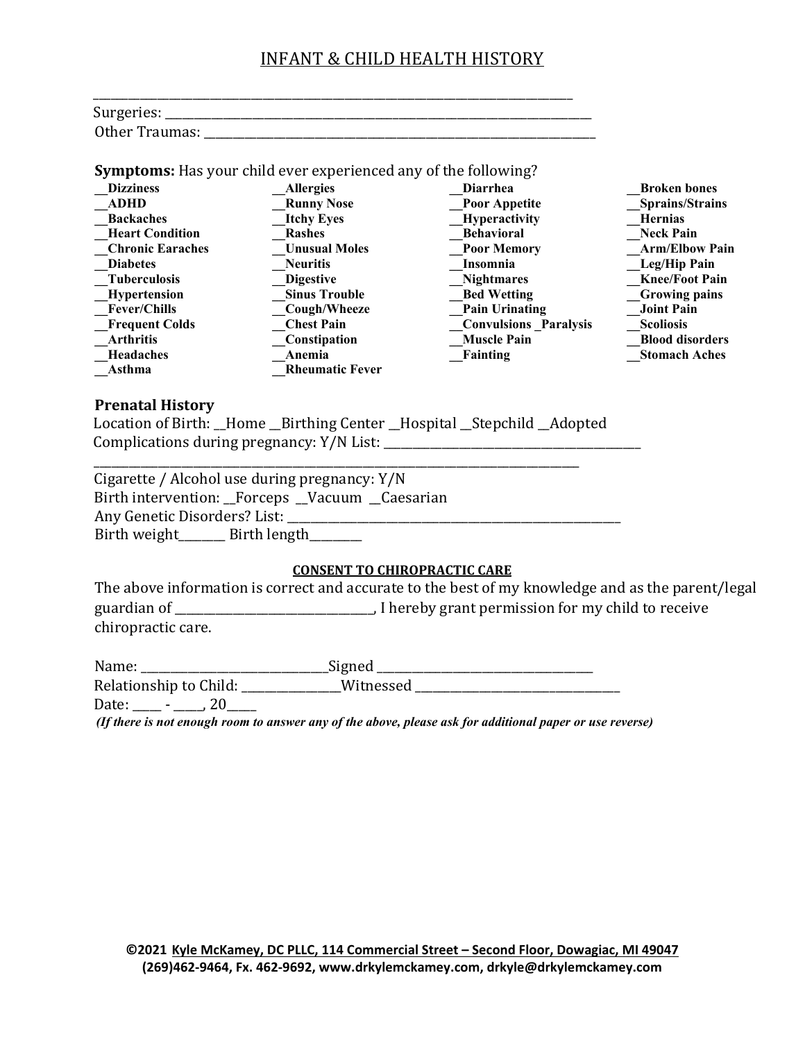# INFANT & CHILD HEALTH HISTORY

______________________________________________________________________________

Surgeries: ____________________________________________________________________

Other Traumas: ________________________________________________________________

**Symptoms:** Has your child ever experienced any of the following?

| | | | |
|---|---|---|---|
| __**Dizziness** | __**Allergies** | __**Diarrhea** | __**Broken bones** |
| __**ADHD** | __**Runny Nose** | __**Poor Appetite** | __**Sprains/Strains** |
| __**Backaches** | __**Itchy Eyes** | __**Hyperactivity** | __**Hernias** |
| __**Heart Condition** | __**Rashes** | __**Behavioral** | __**Neck Pain** |
| __**Chronic Earaches** | __**Unusual Moles** | __**Poor Memory** | __**Arm/Elbow Pain** |
| __**Diabetes** | __**Neuritis** | __**Insomnia** | __**Leg/Hip Pain** |
| __**Tuberculosis** | __**Digestive** | __**Nightmares** | __**Knee/Foot Pain** |
| __**Hypertension** | __**Sinus Trouble** | __**Bed Wetting** | __**Growing pains** |
| __**Fever/Chills** | __**Cough/Wheeze** | __**Pain Urinating** | __**Joint Pain** |
| __**Frequent Colds** | __**Chest Pain** | __**Convulsions _Paralysis** | __**Scoliosis** |
| __**Arthritis** | __**Constipation** | __**Muscle Pain** | __**Blood disorders** |
| __**Headaches** | __**Anemia** | __**Fainting** | __**Stomach Aches** |
| __**Asthma** | __**Rheumatic Fever** | | |

## Prenatal History

Location of Birth: __Home __Birthing Center __Hospital __Stepchild __Adopted

Complications during pregnancy: Y/N List: ________________________________________

______________________________________________________________________________

Cigarette / Alcohol use during pregnancy: Y/N

Birth intervention: __Forceps __Vacuum __Caesarian

Any Genetic Disorders? List: ____________________________________________________

Birth weight_______ Birth length________

**CONSENT TO CHIROPRACTIC CARE**

The above information is correct and accurate to the best of my knowledge and as the parent/legal guardian of _______________________________, I hereby grant permission for my child to receive chiropractic care.

Name: ______________________________Signed ___________________________________

Relationship to Child: _______________Witnessed ________________________________

Date: ____ - ____, 20____

***(If there is not enough room to answer any of the above, please ask for additional paper or use reverse)***

**©2021 Kyle McKamey, DC PLLC, 114 Commercial Street – Second Floor, Dowagiac, MI 49047**
**(269)462-9464, Fx. 462-9692, www.drkylemckamey.com, drkyle@drkylemckamey.com**